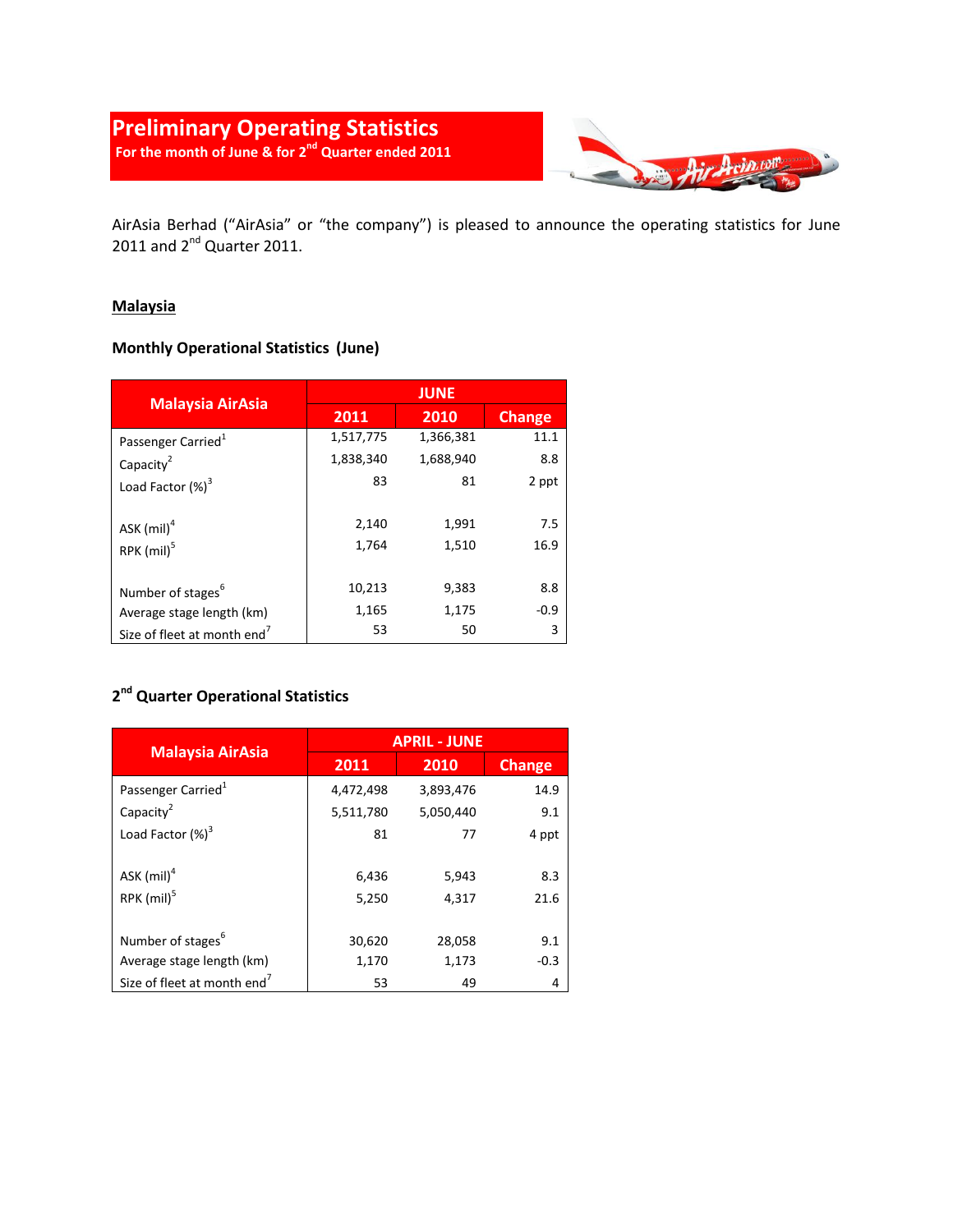# Preliminary Operating Statistics

**For the month of June & for 2nd Quarter ended 2011**

AirAsia Berhad ("AirAsia" or "the company") is pleased to announce the operating statistics for June 2011 and 2nd Quarter 2011.

## Malaysia

### Monthly Operational Statistics (June)

| Malaysia AirAsia | JUNE | | |
|---|---|---|---|
| | 2011 | 2010 | Change |
| Passenger Carried[1] | 1,517,775 | 1,366,381 | 11.1 |
| Capacity[2] | 1,838,340 | 1,688,940 | 8.8 |
| Load Factor (%)[3] | 83 | 81 | 2 ppt |
| | | | |
| ASK (mil)[4] | 2,140 | 1,991 | 7.5 |
| RPK (mil)[5] | 1,764 | 1,510 | 16.9 |
| | | | |
| Number of stages[6] | 10,213 | 9,383 | 8.8 |
| Average stage length (km) | 1,165 | 1,175 | -0.9 |
| Size of fleet at month end[7] | 53 | 50 | 3 |

### 2nd Quarter Operational Statistics

| Malaysia AirAsia | APRIL - JUNE | | |
|---|---|---|---|
| | 2011 | 2010 | Change |
| Passenger Carried[1] | 4,472,498 | 3,893,476 | 14.9 |
| Capacity[2] | 5,511,780 | 5,050,440 | 9.1 |
| Load Factor (%)[3] | 81 | 77 | 4 ppt |
| | | | |
| ASK (mil)[4] | 6,436 | 5,943 | 8.3 |
| RPK (mil)[5] | 5,250 | 4,317 | 21.6 |
| | | | |
| Number of stages[6] | 30,620 | 28,058 | 9.1 |
| Average stage length (km) | 1,170 | 1,173 | -0.3 |
| Size of fleet at month end[7] | 53 | 49 | 4 |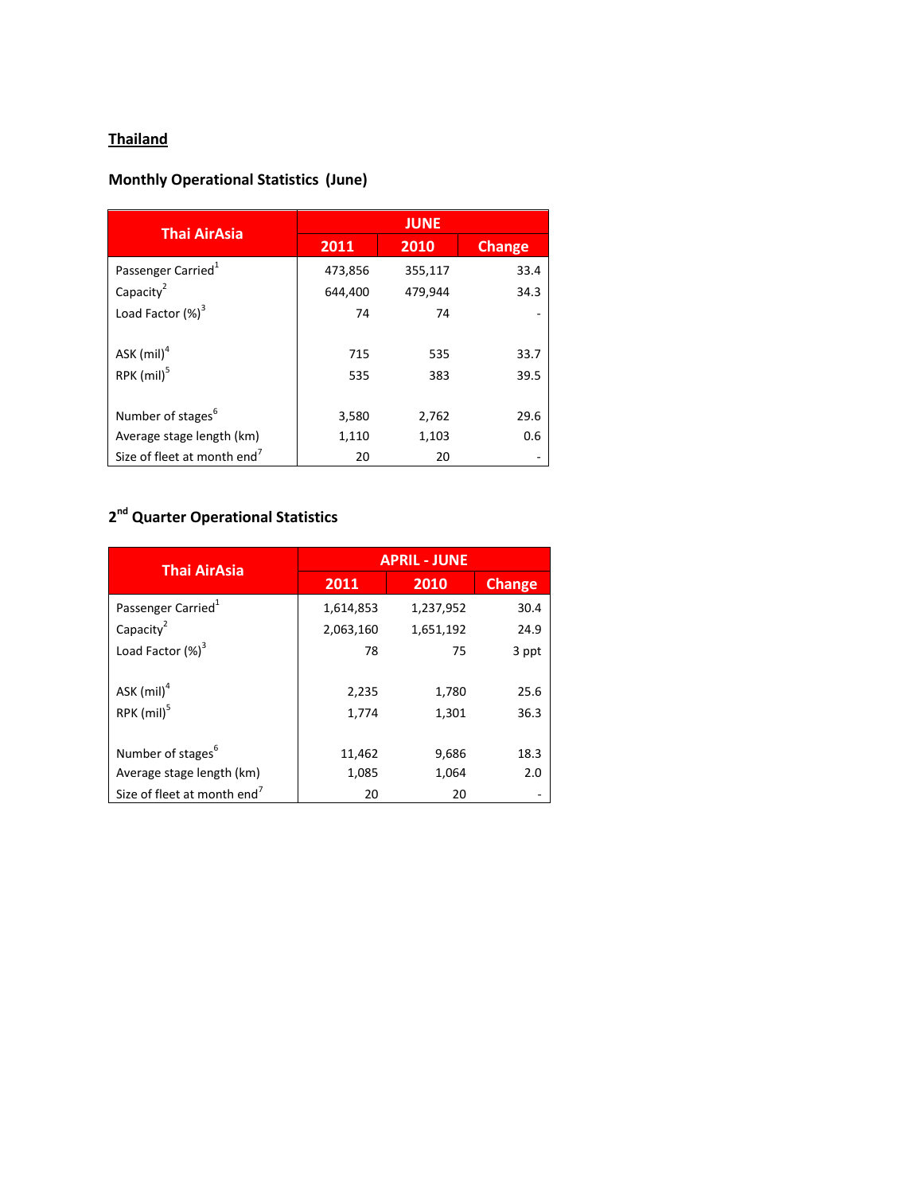## Thailand

### Monthly Operational Statistics (June)

| Thai AirAsia | JUNE | | |
|---|---|---|---|
| | 2011 | 2010 | Change |
| Passenger Carried[1] | 473,856 | 355,117 | 33.4 |
| Capacity[2] | 644,400 | 479,944 | 34.3 |
| Load Factor (%)[3] | 74 | 74 | - |
| | | | |
| ASK (mil)[4] | 715 | 535 | 33.7 |
| RPK (mil)[5] | 535 | 383 | 39.5 |
| | | | |
| Number of stages[6] | 3,580 | 2,762 | 29.6 |
| Average stage length (km) | 1,110 | 1,103 | 0.6 |
| Size of fleet at month end[7] | 20 | 20 | - |

### 2nd Quarter Operational Statistics

| Thai AirAsia | APRIL - JUNE | | |
|---|---|---|---|
| | 2011 | 2010 | Change |
| Passenger Carried[1] | 1,614,853 | 1,237,952 | 30.4 |
| Capacity[2] | 2,063,160 | 1,651,192 | 24.9 |
| Load Factor (%)[3] | 78 | 75 | 3 ppt |
| | | | |
| ASK (mil)[4] | 2,235 | 1,780 | 25.6 |
| RPK (mil)[5] | 1,774 | 1,301 | 36.3 |
| | | | |
| Number of stages[6] | 11,462 | 9,686 | 18.3 |
| Average stage length (km) | 1,085 | 1,064 | 2.0 |
| Size of fleet at month end[7] | 20 | 20 | - |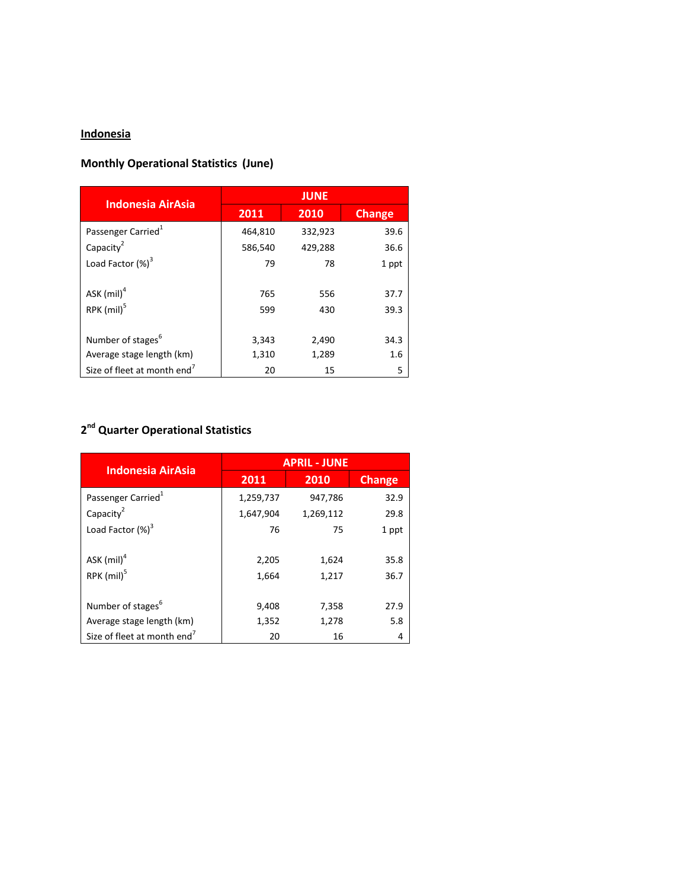## Indonesia

### Monthly Operational Statistics (June)

| Indonesia AirAsia | JUNE | | |
|---|---|---|---|
| | 2011 | 2010 | Change |
| Passenger Carried[1] | 464,810 | 332,923 | 39.6 |
| Capacity[2] | 586,540 | 429,288 | 36.6 |
| Load Factor (%)[3] | 79 | 78 | 1 ppt |
| | | | |
| ASK (mil)[4] | 765 | 556 | 37.7 |
| RPK (mil)[5] | 599 | 430 | 39.3 |
| | | | |
| Number of stages[6] | 3,343 | 2,490 | 34.3 |
| Average stage length (km) | 1,310 | 1,289 | 1.6 |
| Size of fleet at month end[7] | 20 | 15 | 5 |

### 2nd Quarter Operational Statistics

| Indonesia AirAsia | APRIL - JUNE | | |
|---|---|---|---|
| | 2011 | 2010 | Change |
| Passenger Carried[1] | 1,259,737 | 947,786 | 32.9 |
| Capacity[2] | 1,647,904 | 1,269,112 | 29.8 |
| Load Factor (%)[3] | 76 | 75 | 1 ppt |
| | | | |
| ASK (mil)[4] | 2,205 | 1,624 | 35.8 |
| RPK (mil)[5] | 1,664 | 1,217 | 36.7 |
| | | | |
| Number of stages[6] | 9,408 | 7,358 | 27.9 |
| Average stage length (km) | 1,352 | 1,278 | 5.8 |
| Size of fleet at month end[7] | 20 | 16 | 4 |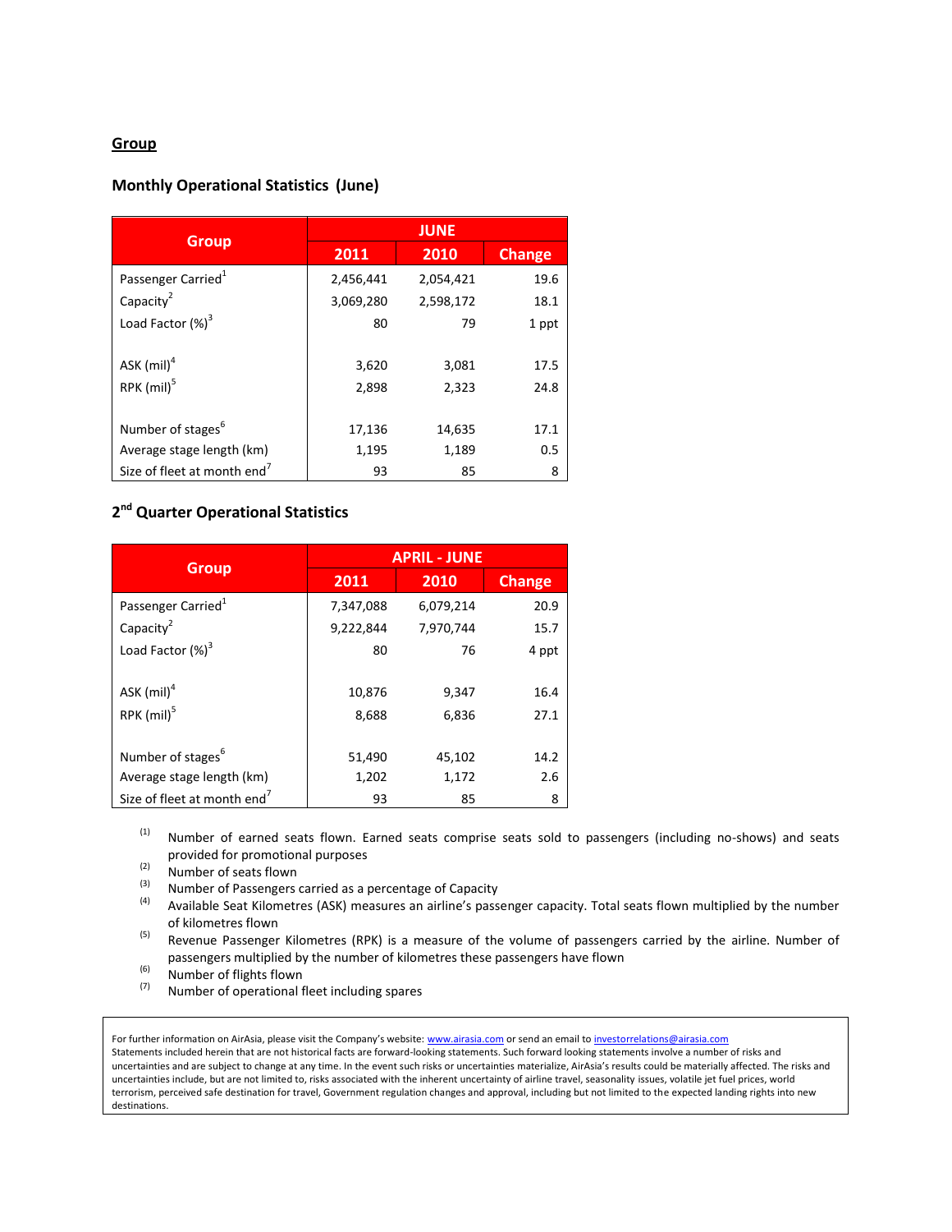## Group

### Monthly Operational Statistics (June)

| Group | JUNE | | |
|---|---|---|---|
| | 2011 | 2010 | Change |
| Passenger Carried[1] | 2,456,441 | 2,054,421 | 19.6 |
| Capacity[2] | 3,069,280 | 2,598,172 | 18.1 |
| Load Factor (%)[3] | 80 | 79 | 1 ppt |
| ASK (mil)[4] | 3,620 | 3,081 | 17.5 |
| RPK (mil)[5] | 2,898 | 2,323 | 24.8 |
| Number of stages[6] | 17,136 | 14,635 | 17.1 |
| Average stage length (km) | 1,195 | 1,189 | 0.5 |
| Size of fleet at month end[7] | 93 | 85 | 8 |

### 2nd Quarter Operational Statistics

| Group | APRIL - JUNE | | |
|---|---|---|---|
| | 2011 | 2010 | Change |
| Passenger Carried[1] | 7,347,088 | 6,079,214 | 20.9 |
| Capacity[2] | 9,222,844 | 7,970,744 | 15.7 |
| Load Factor (%)[3] | 80 | 76 | 4 ppt |
| ASK (mil)[4] | 10,876 | 9,347 | 16.4 |
| RPK (mil)[5] | 8,688 | 6,836 | 27.1 |
| Number of stages[6] | 51,490 | 45,102 | 14.2 |
| Average stage length (km) | 1,202 | 1,172 | 2.6 |
| Size of fleet at month end[7] | 93 | 85 | 8 |

(1) Number of earned seats flown. Earned seats comprise seats sold to passengers (including no-shows) and seats provided for promotional purposes
(2) Number of seats flown
(3) Number of Passengers carried as a percentage of Capacity
(4) Available Seat Kilometres (ASK) measures an airline's passenger capacity. Total seats flown multiplied by the number of kilometres flown
(5) Revenue Passenger Kilometres (RPK) is a measure of the volume of passengers carried by the airline. Number of passengers multiplied by the number of kilometres these passengers have flown
(6) Number of flights flown
(7) Number of operational fleet including spares

For further information on AirAsia, please visit the Company's website: www.airasia.com or send an email to investorrelations@airasia.com
Statements included herein that are not historical facts are forward-looking statements. Such forward looking statements involve a number of risks and uncertainties and are subject to change at any time. In the event such risks or uncertainties materialize, AirAsia's results could be materially affected. The risks and uncertainties include, but are not limited to, risks associated with the inherent uncertainty of airline travel, seasonality issues, volatile jet fuel prices, world terrorism, perceived safe destination for travel, Government regulation changes and approval, including but not limited to the expected landing rights into new destinations.